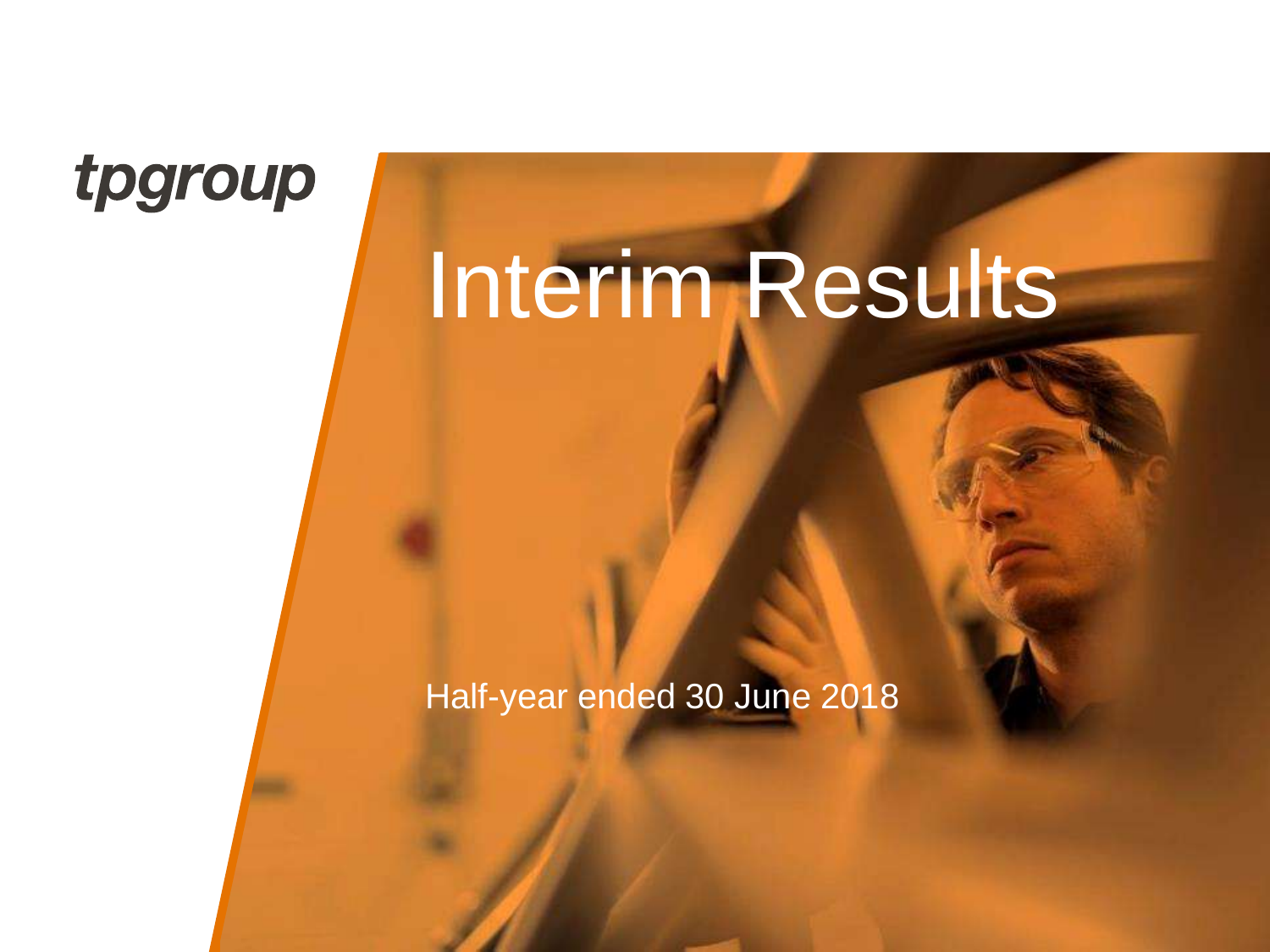tpgroup

# Interim Results

Half-year ended 30 June 2018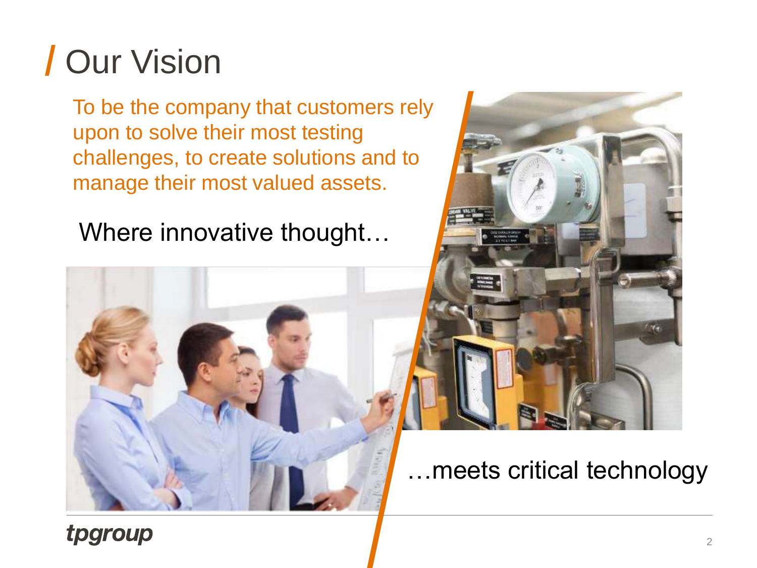# Our Vision

To be the company that customers rely upon to solve their most testing challenges, to create solutions and to manage their most valued assets.

Where innovative thought…

…meets critical technology

tpgroup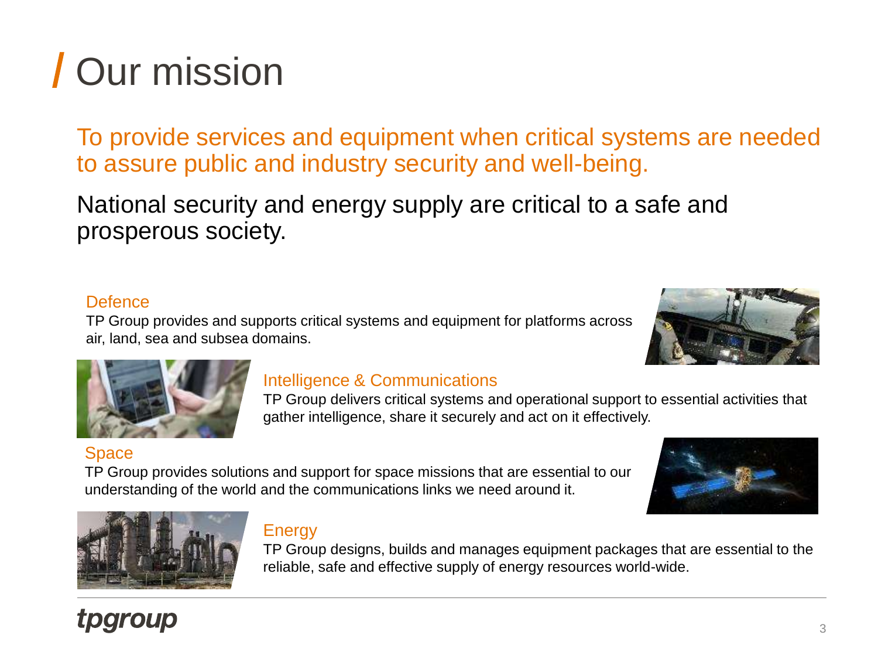# Our mission

To provide services and equipment when critical systems are needed to assure public and industry security and well-being.

National security and energy supply are critical to a safe and prosperous society.

### Defence

TP Group provides and supports critical systems and equipment for platforms across air, land, sea and subsea domains.

### Intelligence & Communications

TP Group delivers critical systems and operational support to essential activities that gather intelligence, share it securely and act on it effectively.

### Space

TP Group provides solutions and support for space missions that are essential to our understanding of the world and the communications links we need around it.

### Energy

TP Group designs, builds and manages equipment packages that are essential to the reliable, safe and effective supply of energy resources world-wide.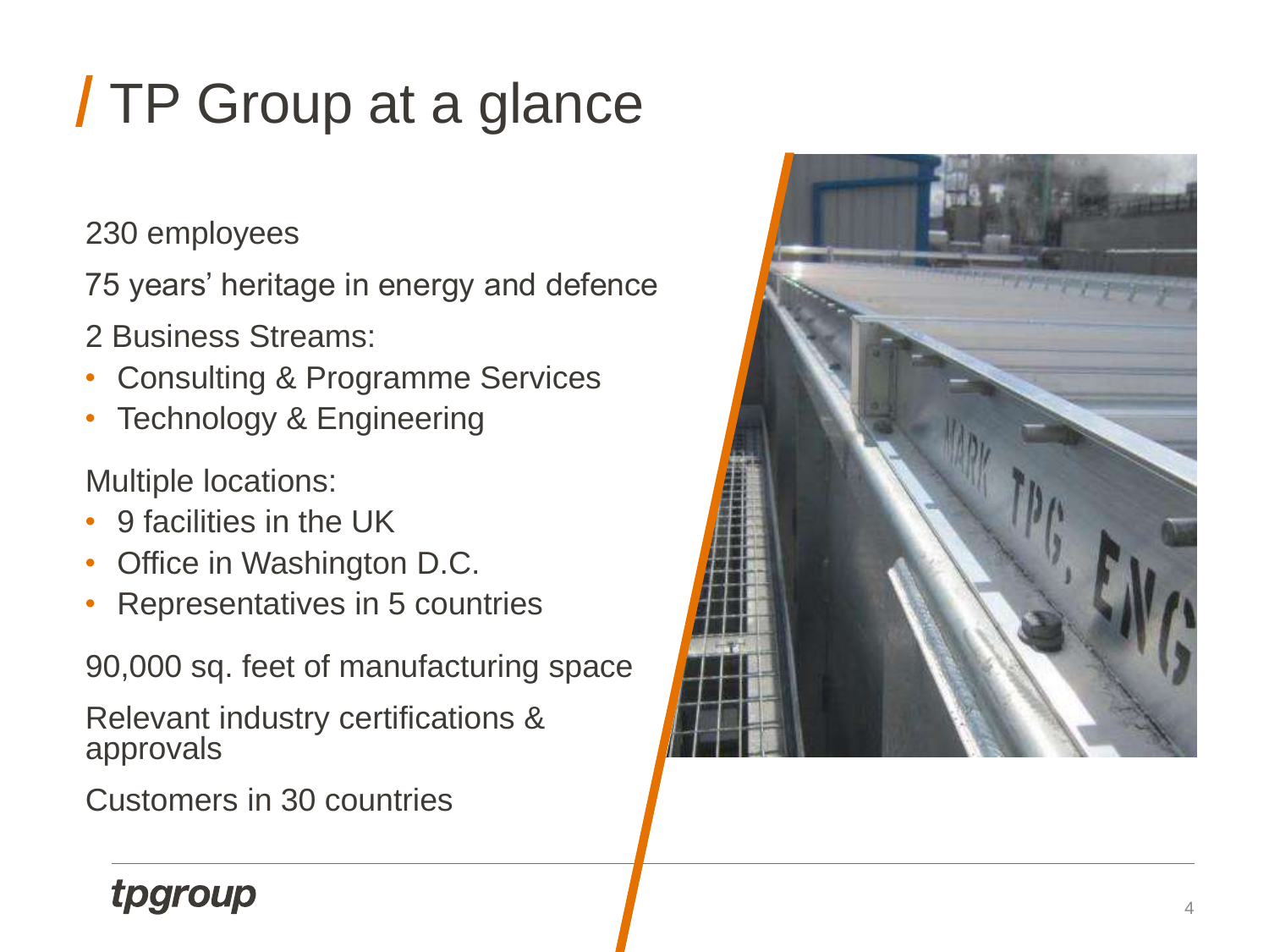# TP Group at a glance

230 employees

75 years' heritage in energy and defence

2 Business Streams:

- Consulting & Programme Services
- Technology & Engineering

Multiple locations:

- 9 facilities in the UK
- Office in Washington D.C.
- Representatives in 5 countries

90,000 sq. feet of manufacturing space

Relevant industry certifications & approvals

Customers in 30 countries

tpgroup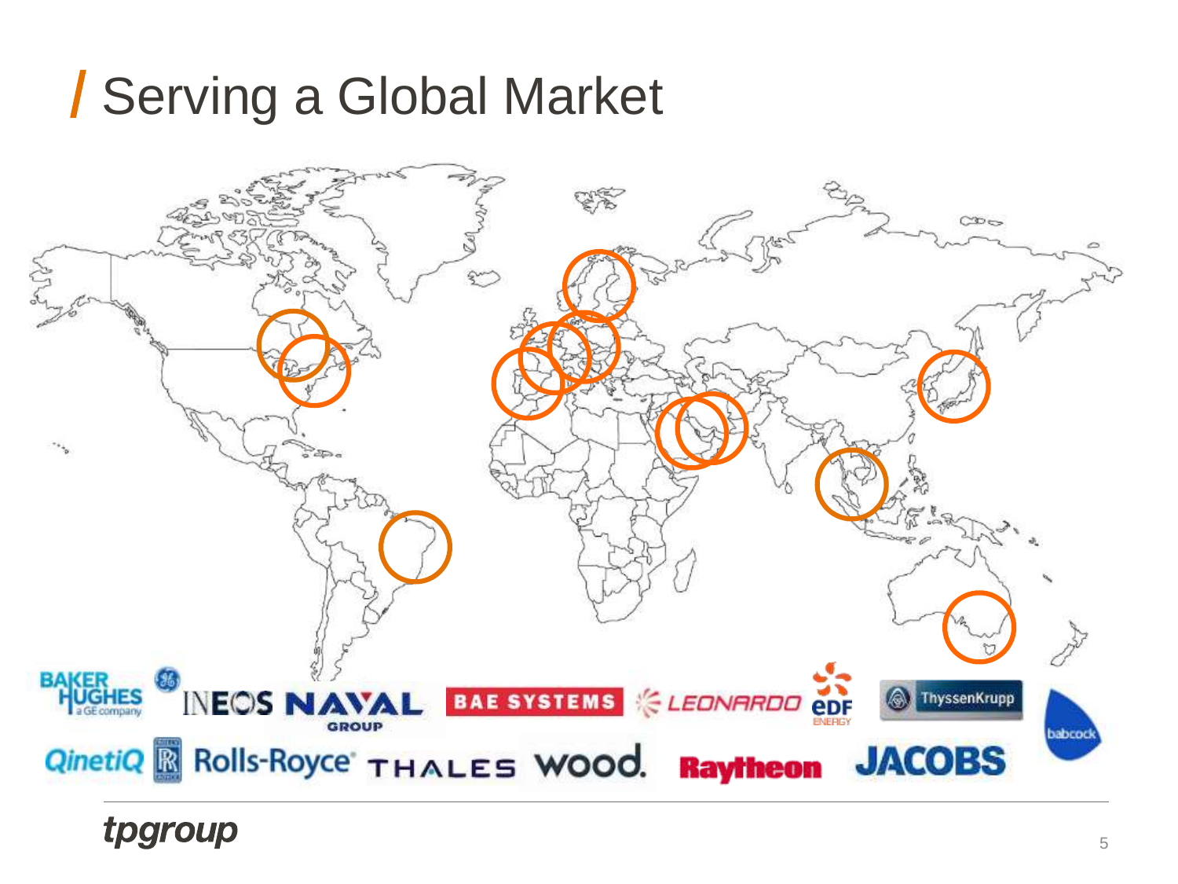# Serving a Global Market

BAKER HUGHES a GE company, INEOS, NAVAL GROUP, BAE SYSTEMS, LEONARDO, EDF ENERGY, ThyssenKrupp, babcock, QinetiQ, Rolls-Royce, THALES, wood., Raytheon, JACOBS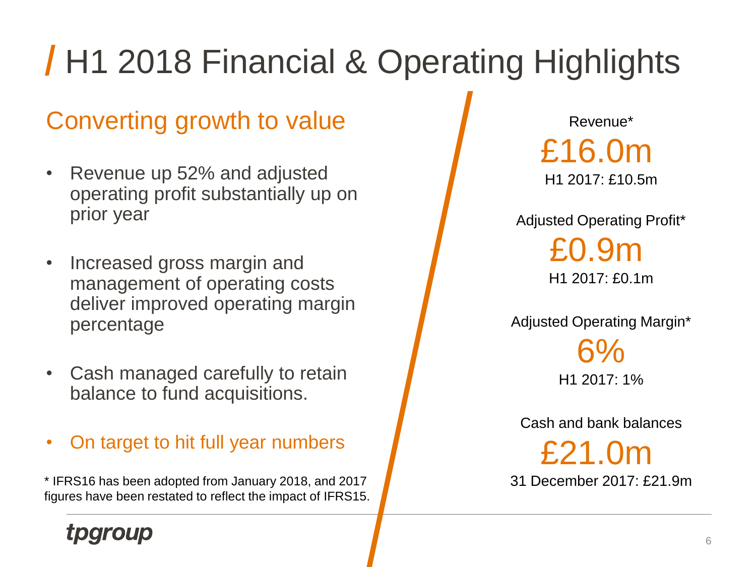# H1 2018 Financial & Operating Highlights

## Converting growth to value

- Revenue up 52% and adjusted operating profit substantially up on prior year
- Increased gross margin and management of operating costs deliver improved operating margin percentage
- Cash managed carefully to retain balance to fund acquisitions.
- On target to hit full year numbers

* IFRS16 has been adopted from January 2018, and 2017 figures have been restated to reflect the impact of IFRS15.

Revenue*

£16.0m

H1 2017: £10.5m

Adjusted Operating Profit*

£0.9m

H1 2017: £0.1m

Adjusted Operating Margin*

6%

H1 2017: 1%

Cash and bank balances

£21.0m

31 December 2017: £21.9m

tpgroup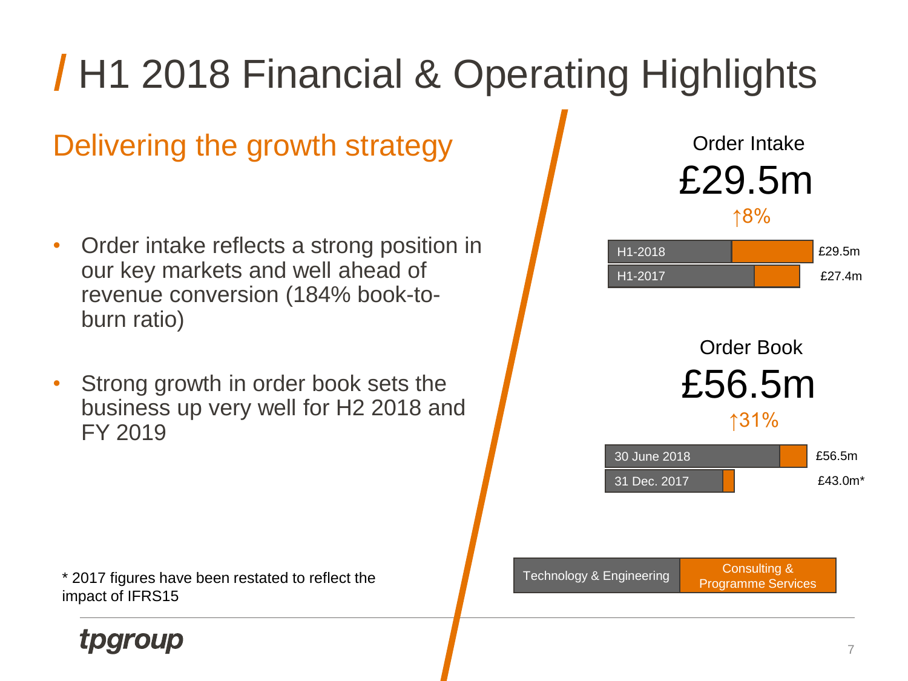# H1 2018 Financial & Operating Highlights

## Delivering the growth strategy

- Order intake reflects a strong position in our key markets and well ahead of revenue conversion (184% book-to-burn ratio)
- Strong growth in order book sets the business up very well for H2 2018 and FY 2019

### Order Intake

£29.5m

↑8%

| Period | Value |
|---|---|
| H1-2018 | £29.5m |
| H1-2017 | £27.4m |

### Order Book

£56.5m

↑31%

| Date | Value |
|---|---|
| 30 June 2018 | £56.5m |
| 31 Dec. 2017 | £43.0m* |

Technology & Engineering | Consulting & Programme Services

* 2017 figures have been restated to reflect the impact of IFRS15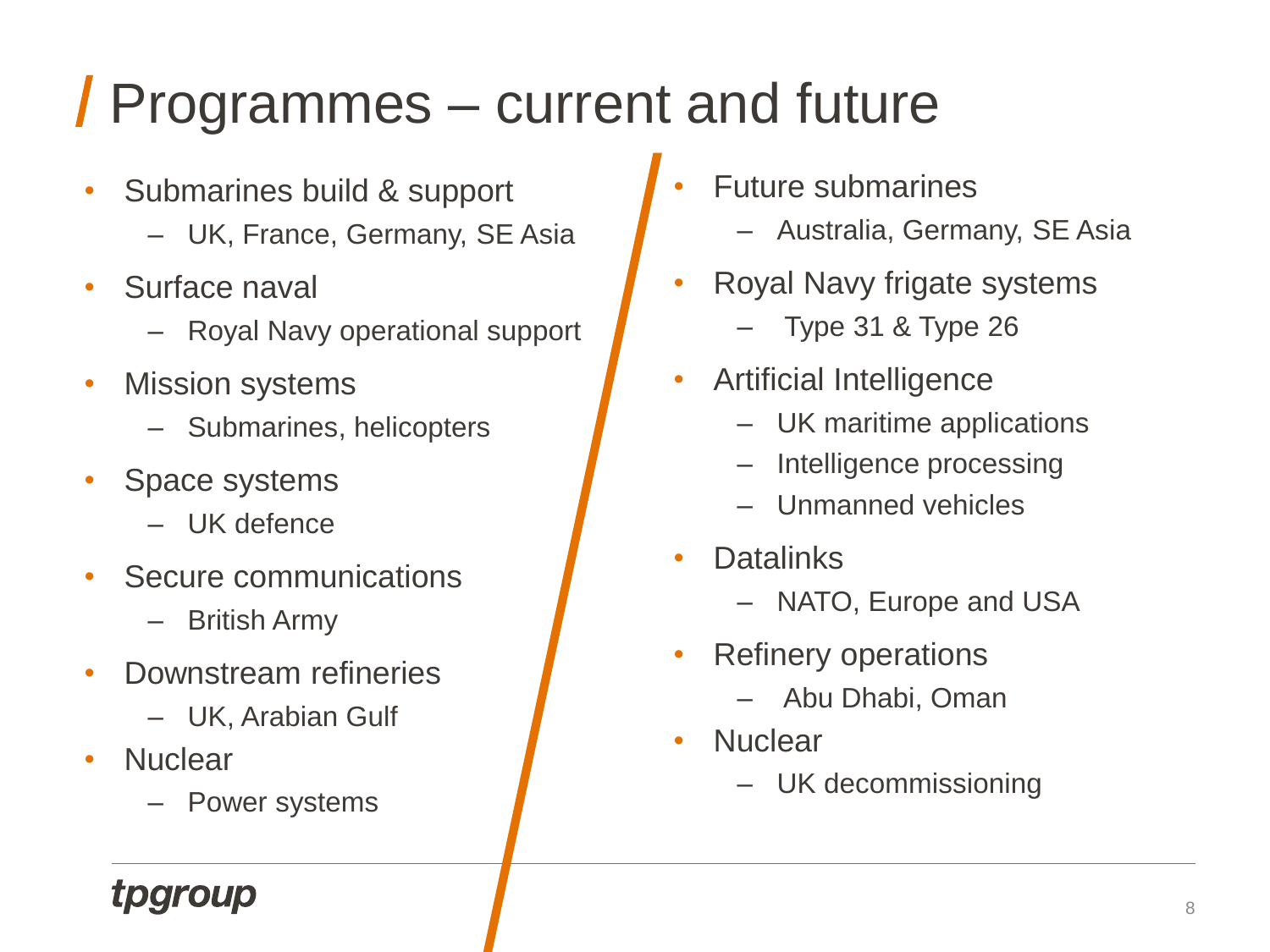# Programmes – current and future

- Submarines build & support
  - UK, France, Germany, SE Asia
- Surface naval
  - Royal Navy operational support
- Mission systems
  - Submarines, helicopters
- Space systems
  - UK defence
- Secure communications
  - British Army
- Downstream refineries
  - UK, Arabian Gulf
- Nuclear
  - Power systems

- Future submarines
  - Australia, Germany, SE Asia
- Royal Navy frigate systems
  - Type 31 & Type 26
- Artificial Intelligence
  - UK maritime applications
  - Intelligence processing
  - Unmanned vehicles
- Datalinks
  - NATO, Europe and USA
- Refinery operations
  - Abu Dhabi, Oman
- Nuclear
  - UK decommissioning

tpgroup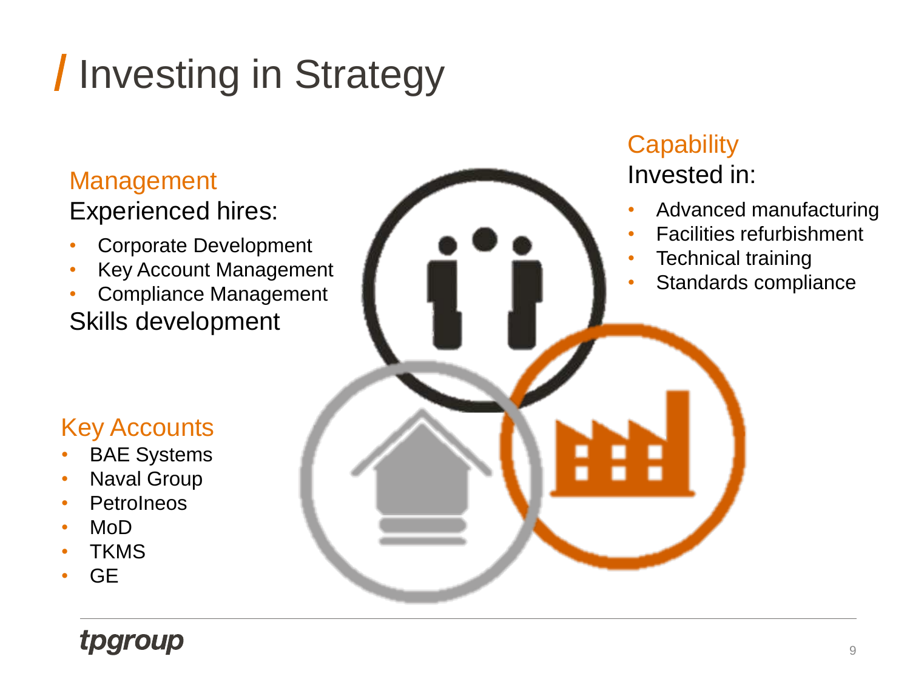# Investing in Strategy

## Management

Experienced hires:

- Corporate Development
- Key Account Management
- Compliance Management

Skills development

## Capability

Invested in:

- Advanced manufacturing
- Facilities refurbishment
- Technical training
- Standards compliance

## Key Accounts

- BAE Systems
- Naval Group
- Petrolneos
- MoD
- TKMS
- GE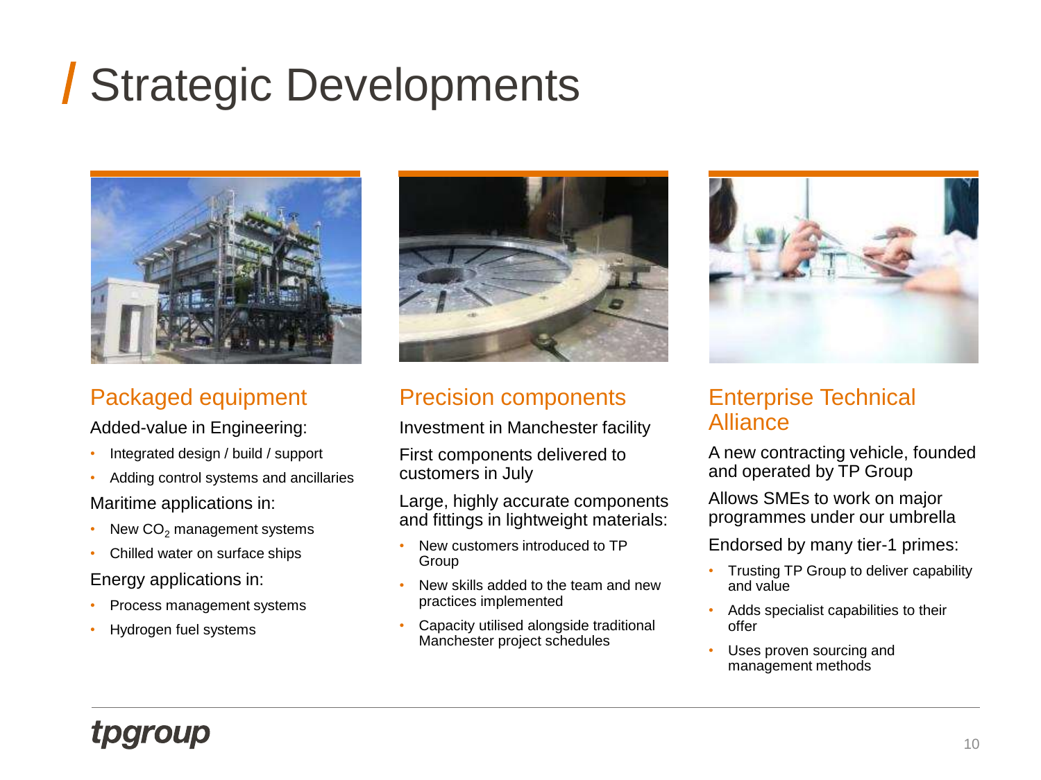# Strategic Developments

## Packaged equipment

Added-value in Engineering:

- Integrated design / build / support
- Adding control systems and ancillaries

Maritime applications in:

- New $CO_2$ management systems
- Chilled water on surface ships

Energy applications in:

- Process management systems
- Hydrogen fuel systems

## Precision components

Investment in Manchester facility

First components delivered to customers in July

Large, highly accurate components and fittings in lightweight materials:

- New customers introduced to TP Group
- New skills added to the team and new practices implemented
- Capacity utilised alongside traditional Manchester project schedules

## Enterprise Technical Alliance

A new contracting vehicle, founded and operated by TP Group

Allows SMEs to work on major programmes under our umbrella

Endorsed by many tier-1 primes:

- Trusting TP Group to deliver capability and value
- Adds specialist capabilities to their offer
- Uses proven sourcing and management methods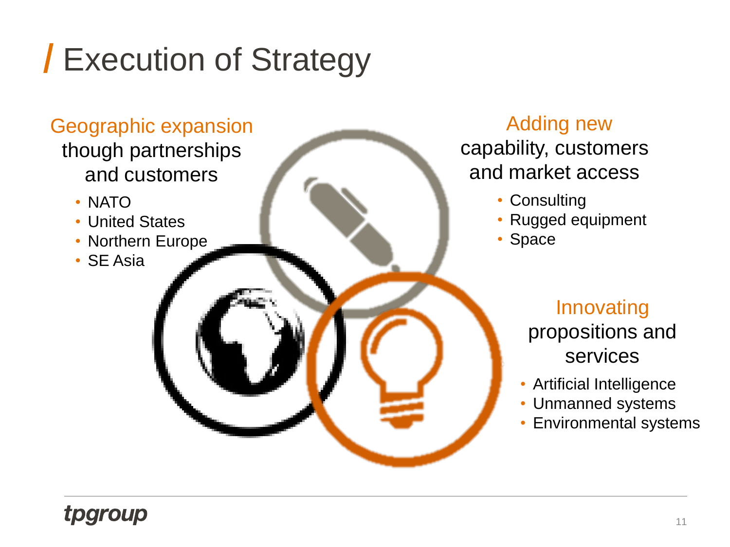# Execution of Strategy

**Geographic expansion** though partnerships and customers

- NATO
- United States
- Northern Europe
- SE Asia

**Adding new** capability, customers and market access

- Consulting
- Rugged equipment
- Space

**Innovating** propositions and services

- Artificial Intelligence
- Unmanned systems
- Environmental systems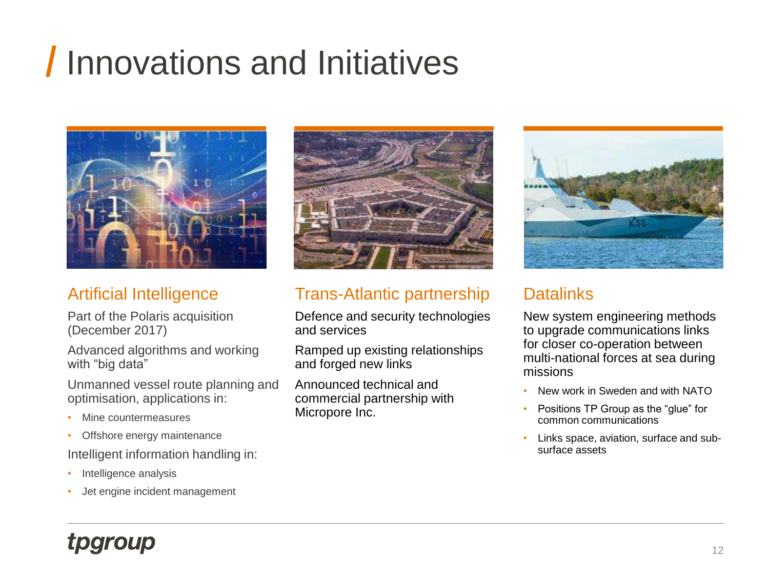# Innovations and Initiatives

## Artificial Intelligence

Part of the Polaris acquisition (December 2017)

Advanced algorithms and working with "big data"

Unmanned vessel route planning and optimisation, applications in:

- Mine countermeasures
- Offshore energy maintenance

Intelligent information handling in:

- Intelligence analysis
- Jet engine incident management

## Trans-Atlantic partnership

Defence and security technologies and services

Ramped up existing relationships and forged new links

Announced technical and commercial partnership with Micropore Inc.

## Datalinks

New system engineering methods to upgrade communications links for closer co-operation between multi-national forces at sea during missions

- New work in Sweden and with NATO
- Positions TP Group as the "glue" for common communications
- Links space, aviation, surface and sub-surface assets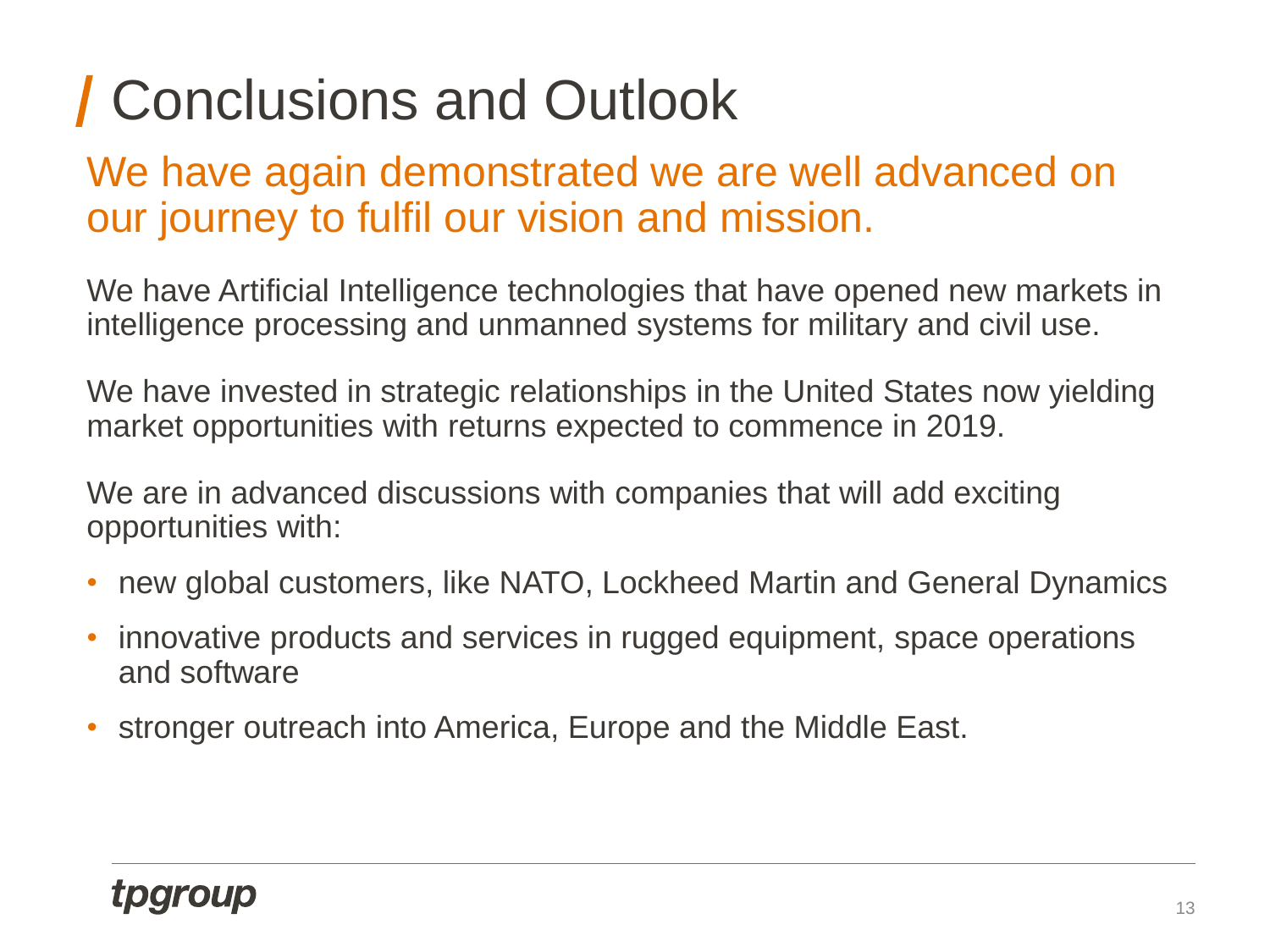# Conclusions and Outlook

## We have again demonstrated we are well advanced on our journey to fulfil our vision and mission.

We have Artificial Intelligence technologies that have opened new markets in intelligence processing and unmanned systems for military and civil use.

We have invested in strategic relationships in the United States now yielding market opportunities with returns expected to commence in 2019.

We are in advanced discussions with companies that will add exciting opportunities with:

- new global customers, like NATO, Lockheed Martin and General Dynamics
- innovative products and services in rugged equipment, space operations and software
- stronger outreach into America, Europe and the Middle East.

tpgroup